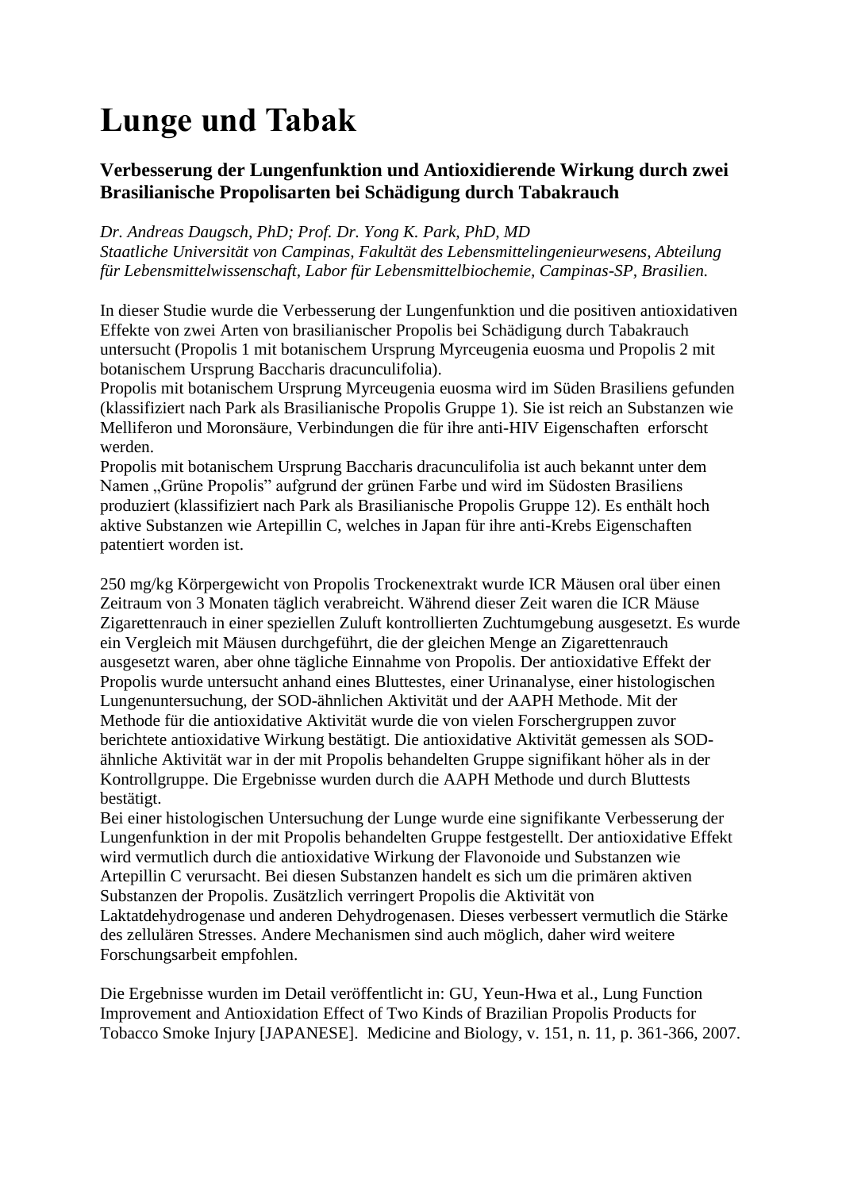# Lunge und Tabak

### Verbesserung der Lungenfunktion und Antioxidierende Wirkung durch zwei Brasilianische Propolisarten bei Schädigung durch Tabakrauch

*Dr. Andreas Daugsch, PhD; Prof. Dr. Yong K. Park, PhD, MD*
*Staatliche Universität von Campinas, Fakultät des Lebensmittelingenieurwesens, Abteilung für Lebensmittelwissenschaft, Labor für Lebensmittelbiochemie, Campinas-SP, Brasilien.*

In dieser Studie wurde die Verbesserung der Lungenfunktion und die positiven antioxidativen Effekte von zwei Arten von brasilianischer Propolis bei Schädigung durch Tabakrauch untersucht (Propolis 1 mit botanischem Ursprung Myrceugenia euosma und Propolis 2 mit botanischem Ursprung Baccharis dracunculifolia).
Propolis mit botanischem Ursprung Myrceugenia euosma wird im Süden Brasiliens gefunden (klassifiziert nach Park als Brasilianische Propolis Gruppe 1). Sie ist reich an Substanzen wie Melliferon und Moronsäure, Verbindungen die für ihre anti-HIV Eigenschaften erforscht werden.
Propolis mit botanischem Ursprung Baccharis dracunculifolia ist auch bekannt unter dem Namen „Grüne Propolis" aufgrund der grünen Farbe und wird im Südosten Brasiliens produziert (klassifiziert nach Park als Brasilianische Propolis Gruppe 12). Es enthält hoch aktive Substanzen wie Artepillin C, welches in Japan für ihre anti-Krebs Eigenschaften patentiert worden ist.

250 mg/kg Körpergewicht von Propolis Trockenextrakt wurde ICR Mäusen oral über einen Zeitraum von 3 Monaten täglich verabreicht. Während dieser Zeit waren die ICR Mäuse Zigarettenrauch in einer speziellen Zuluft kontrollierten Zuchtumgebung ausgesetzt. Es wurde ein Vergleich mit Mäusen durchgeführt, die der gleichen Menge an Zigarettenrauch ausgesetzt waren, aber ohne tägliche Einnahme von Propolis. Der antioxidative Effekt der Propolis wurde untersucht anhand eines Bluttestes, einer Urinanalyse, einer histologischen Lungenuntersuchung, der SOD-ähnlichen Aktivität und der AAPH Methode. Mit der Methode für die antioxidative Aktivität wurde die von vielen Forschergruppen zuvor berichtete antioxidative Wirkung bestätigt. Die antioxidative Aktivität gemessen als SOD-ähnliche Aktivität war in der mit Propolis behandelten Gruppe signifikant höher als in der Kontrollgruppe. Die Ergebnisse wurden durch die AAPH Methode und durch Bluttests bestätigt.
Bei einer histologischen Untersuchung der Lunge wurde eine signifikante Verbesserung der Lungenfunktion in der mit Propolis behandelten Gruppe festgestellt. Der antioxidative Effekt wird vermutlich durch die antioxidative Wirkung der Flavonoide und Substanzen wie Artepillin C verursacht. Bei diesen Substanzen handelt es sich um die primären aktiven Substanzen der Propolis. Zusätzlich verringert Propolis die Aktivität von Laktatdehydrogenase und anderen Dehydrogenasen. Dieses verbessert vermutlich die Stärke des zellulären Stresses. Andere Mechanismen sind auch möglich, daher wird weitere Forschungsarbeit empfohlen.

Die Ergebnisse wurden im Detail veröffentlicht in: GU, Yeun-Hwa et al., Lung Function Improvement and Antioxidation Effect of Two Kinds of Brazilian Propolis Products for Tobacco Smoke Injury [JAPANESE]. Medicine and Biology, v. 151, n. 11, p. 361-366, 2007.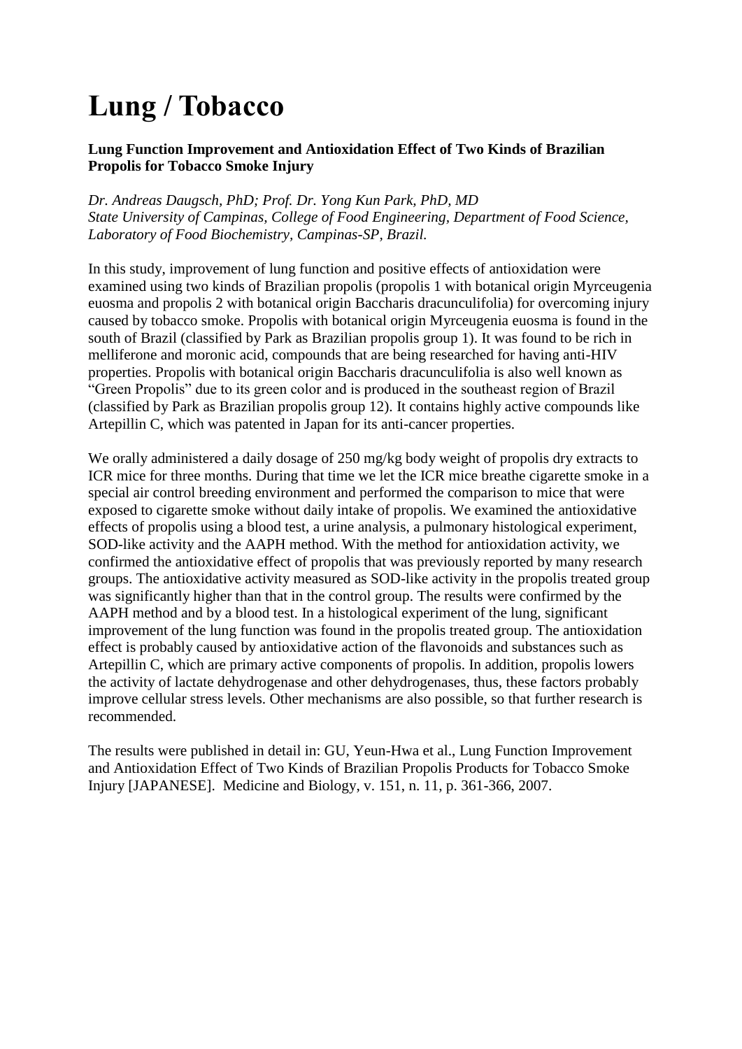# Lung / Tobacco

**Lung Function Improvement and Antioxidation Effect of Two Kinds of Brazilian Propolis for Tobacco Smoke Injury**

*Dr. Andreas Daugsch, PhD; Prof. Dr. Yong Kun Park, PhD, MD*
*State University of Campinas, College of Food Engineering, Department of Food Science, Laboratory of Food Biochemistry, Campinas-SP, Brazil.*

In this study, improvement of lung function and positive effects of antioxidation were examined using two kinds of Brazilian propolis (propolis 1 with botanical origin Myrceugenia euosma and propolis 2 with botanical origin Baccharis dracunculifolia) for overcoming injury caused by tobacco smoke. Propolis with botanical origin Myrceugenia euosma is found in the south of Brazil (classified by Park as Brazilian propolis group 1). It was found to be rich in melliferone and moronic acid, compounds that are being researched for having anti-HIV properties. Propolis with botanical origin Baccharis dracunculifolia is also well known as "Green Propolis" due to its green color and is produced in the southeast region of Brazil (classified by Park as Brazilian propolis group 12). It contains highly active compounds like Artepillin C, which was patented in Japan for its anti-cancer properties.

We orally administered a daily dosage of 250 mg/kg body weight of propolis dry extracts to ICR mice for three months. During that time we let the ICR mice breathe cigarette smoke in a special air control breeding environment and performed the comparison to mice that were exposed to cigarette smoke without daily intake of propolis. We examined the antioxidative effects of propolis using a blood test, a urine analysis, a pulmonary histological experiment, SOD-like activity and the AAPH method. With the method for antioxidation activity, we confirmed the antioxidative effect of propolis that was previously reported by many research groups. The antioxidative activity measured as SOD-like activity in the propolis treated group was significantly higher than that in the control group. The results were confirmed by the AAPH method and by a blood test. In a histological experiment of the lung, significant improvement of the lung function was found in the propolis treated group. The antioxidation effect is probably caused by antioxidative action of the flavonoids and substances such as Artepillin C, which are primary active components of propolis. In addition, propolis lowers the activity of lactate dehydrogenase and other dehydrogenases, thus, these factors probably improve cellular stress levels. Other mechanisms are also possible, so that further research is recommended.

The results were published in detail in: GU, Yeun-Hwa et al., Lung Function Improvement and Antioxidation Effect of Two Kinds of Brazilian Propolis Products for Tobacco Smoke Injury [JAPANESE]. Medicine and Biology, v. 151, n. 11, p. 361-366, 2007.